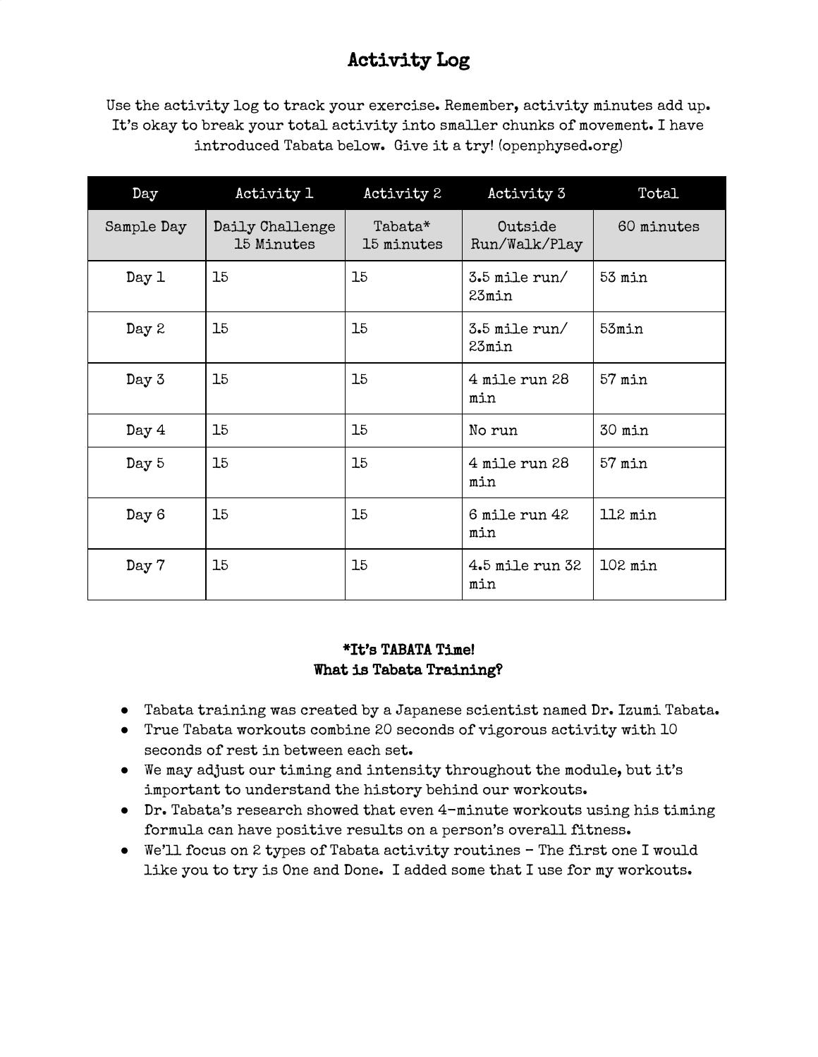# Activity Log

Use the activity log to track your exercise. Remember, activity minutes add up. It's okay to break your total activity into smaller chunks of movement. I have introduced Tabata below. Give it a try! (openphysed.org)

| Day | Activity 1 | Activity 2 | Activity 3 | Total |
|---|---|---|---|---|
| Sample Day | Daily Challenge 15 Minutes | Tabata* 15 minutes | Outside Run/Walk/Play | 60 minutes |
| Day 1 | 15 | 15 | 3.5 mile run/ 23min | 53 min |
| Day 2 | 15 | 15 | 3.5 mile run/ 23min | 53min |
| Day 3 | 15 | 15 | 4 mile run 28 min | 57 min |
| Day 4 | 15 | 15 | No run | 30 min |
| Day 5 | 15 | 15 | 4 mile run 28 min | 57 min |
| Day 6 | 15 | 15 | 6 mile run 42 min | 112 min |
| Day 7 | 15 | 15 | 4.5 mile run 32 min | 102 min |

**\*It's TABATA Time!**
**What is Tabata Training?**

- Tabata training was created by a Japanese scientist named Dr. Izumi Tabata.
- True Tabata workouts combine 20 seconds of vigorous activity with 10 seconds of rest in between each set.
- We may adjust our timing and intensity throughout the module, but it's important to understand the history behind our workouts.
- Dr. Tabata's research showed that even 4-minute workouts using his timing formula can have positive results on a person's overall fitness.
- We'll focus on 2 types of Tabata activity routines – The first one I would like you to try is One and Done. I added some that I use for my workouts.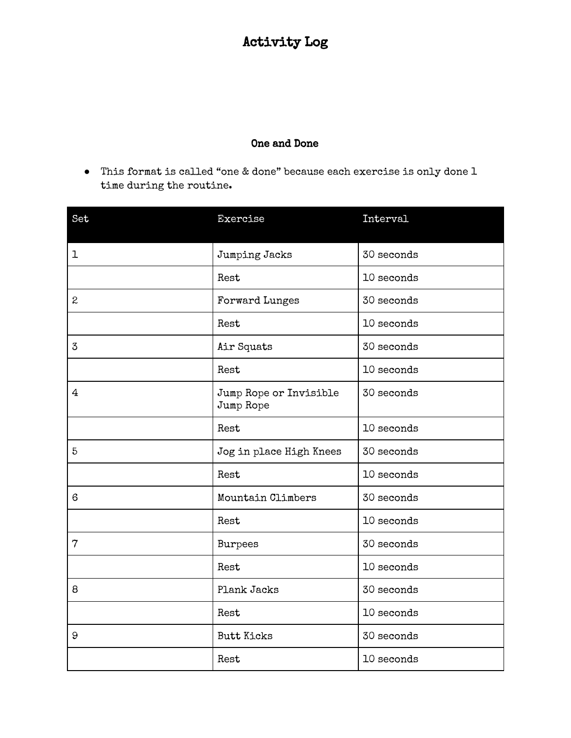# Activity Log

## One and Done

- This format is called “one & done” because each exercise is only done 1 time during the routine.

| Set | Exercise | Interval |
|---|---|---|
| 1 | Jumping Jacks | 30 seconds |
| | Rest | 10 seconds |
| 2 | Forward Lunges | 30 seconds |
| | Rest | 10 seconds |
| 3 | Air Squats | 30 seconds |
| | Rest | 10 seconds |
| 4 | Jump Rope or Invisible Jump Rope | 30 seconds |
| | Rest | 10 seconds |
| 5 | Jog in place High Knees | 30 seconds |
| | Rest | 10 seconds |
| 6 | Mountain Climbers | 30 seconds |
| | Rest | 10 seconds |
| 7 | Burpees | 30 seconds |
| | Rest | 10 seconds |
| 8 | Plank Jacks | 30 seconds |
| | Rest | 10 seconds |
| 9 | Butt Kicks | 30 seconds |
| | Rest | 10 seconds |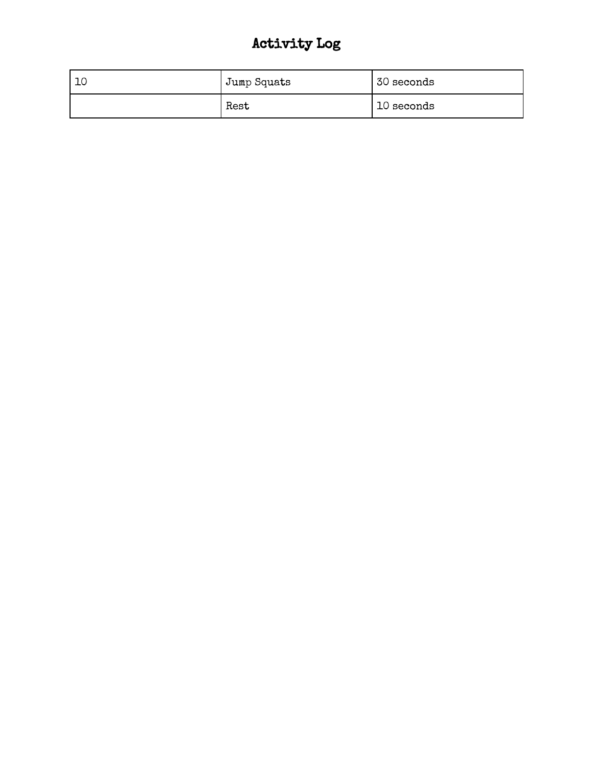# Activity Log

| | | |
|---|---|---|
| 10 | Jump Squats | 30 seconds |
| | Rest | 10 seconds |